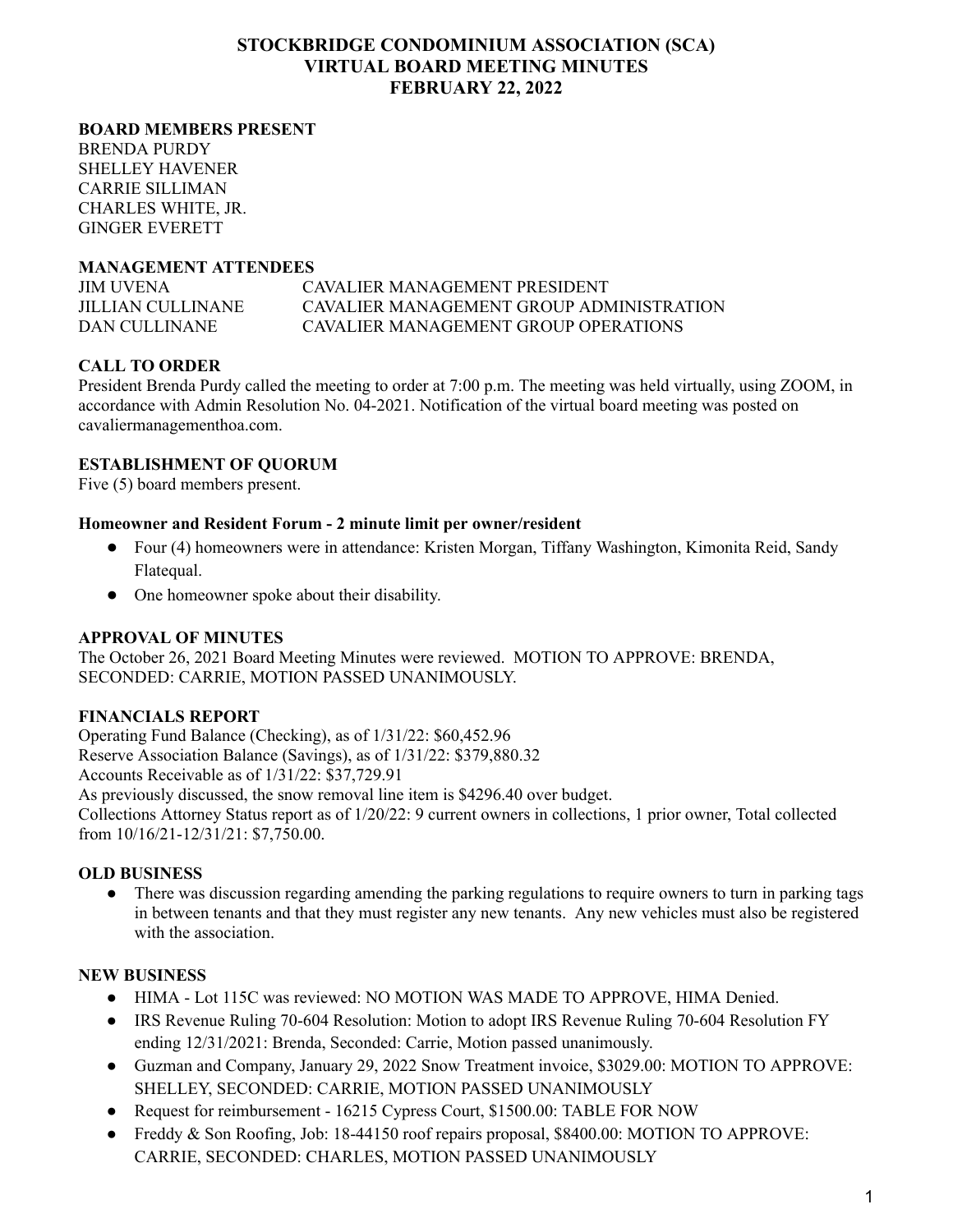# STOCKBRIDGE CONDOMINIUM ASSOCIATION (SCA)
# VIRTUAL BOARD MEETING MINUTES
# FEBRUARY 22, 2022

**BOARD MEMBERS PRESENT**

BRENDA PURDY
SHELLEY HAVENER
CARRIE SILLIMAN
CHARLES WHITE, JR.
GINGER EVERETT

**MANAGEMENT ATTENDEES**

| | |
|---|---|
| JIM UVENA | CAVALIER MANAGEMENT PRESIDENT |
| JILLIAN CULLINANE | CAVALIER MANAGEMENT GROUP ADMINISTRATION |
| DAN CULLINANE | CAVALIER MANAGEMENT GROUP OPERATIONS |

**CALL TO ORDER**

President Brenda Purdy called the meeting to order at 7:00 p.m. The meeting was held virtually, using ZOOM, in accordance with Admin Resolution No. 04-2021. Notification of the virtual board meeting was posted on cavaliermanagementhoa.com.

**ESTABLISHMENT OF QUORUM**

Five (5) board members present.

**Homeowner and Resident Forum - 2 minute limit per owner/resident**

- Four (4) homeowners were in attendance: Kristen Morgan, Tiffany Washington, Kimonita Reid, Sandy Flatequal.
- One homeowner spoke about their disability.

**APPROVAL OF MINUTES**

The October 26, 2021 Board Meeting Minutes were reviewed. MOTION TO APPROVE: BRENDA, SECONDED: CARRIE, MOTION PASSED UNANIMOUSLY.

**FINANCIALS REPORT**

Operating Fund Balance (Checking), as of 1/31/22: $60,452.96
Reserve Association Balance (Savings), as of 1/31/22: $379,880.32
Accounts Receivable as of 1/31/22: $37,729.91
As previously discussed, the snow removal line item is $4296.40 over budget.
Collections Attorney Status report as of 1/20/22: 9 current owners in collections, 1 prior owner, Total collected from 10/16/21-12/31/21: $7,750.00.

**OLD BUSINESS**

- There was discussion regarding amending the parking regulations to require owners to turn in parking tags in between tenants and that they must register any new tenants. Any new vehicles must also be registered with the association.

**NEW BUSINESS**

- HIMA - Lot 115C was reviewed: NO MOTION WAS MADE TO APPROVE, HIMA Denied.
- IRS Revenue Ruling 70-604 Resolution: Motion to adopt IRS Revenue Ruling 70-604 Resolution FY ending 12/31/2021: Brenda, Seconded: Carrie, Motion passed unanimously.
- Guzman and Company, January 29, 2022 Snow Treatment invoice, $3029.00: MOTION TO APPROVE: SHELLEY, SECONDED: CARRIE, MOTION PASSED UNANIMOUSLY
- Request for reimbursement - 16215 Cypress Court, $1500.00: TABLE FOR NOW
- Freddy & Son Roofing, Job: 18-44150 roof repairs proposal, $8400.00: MOTION TO APPROVE: CARRIE, SECONDED: CHARLES, MOTION PASSED UNANIMOUSLY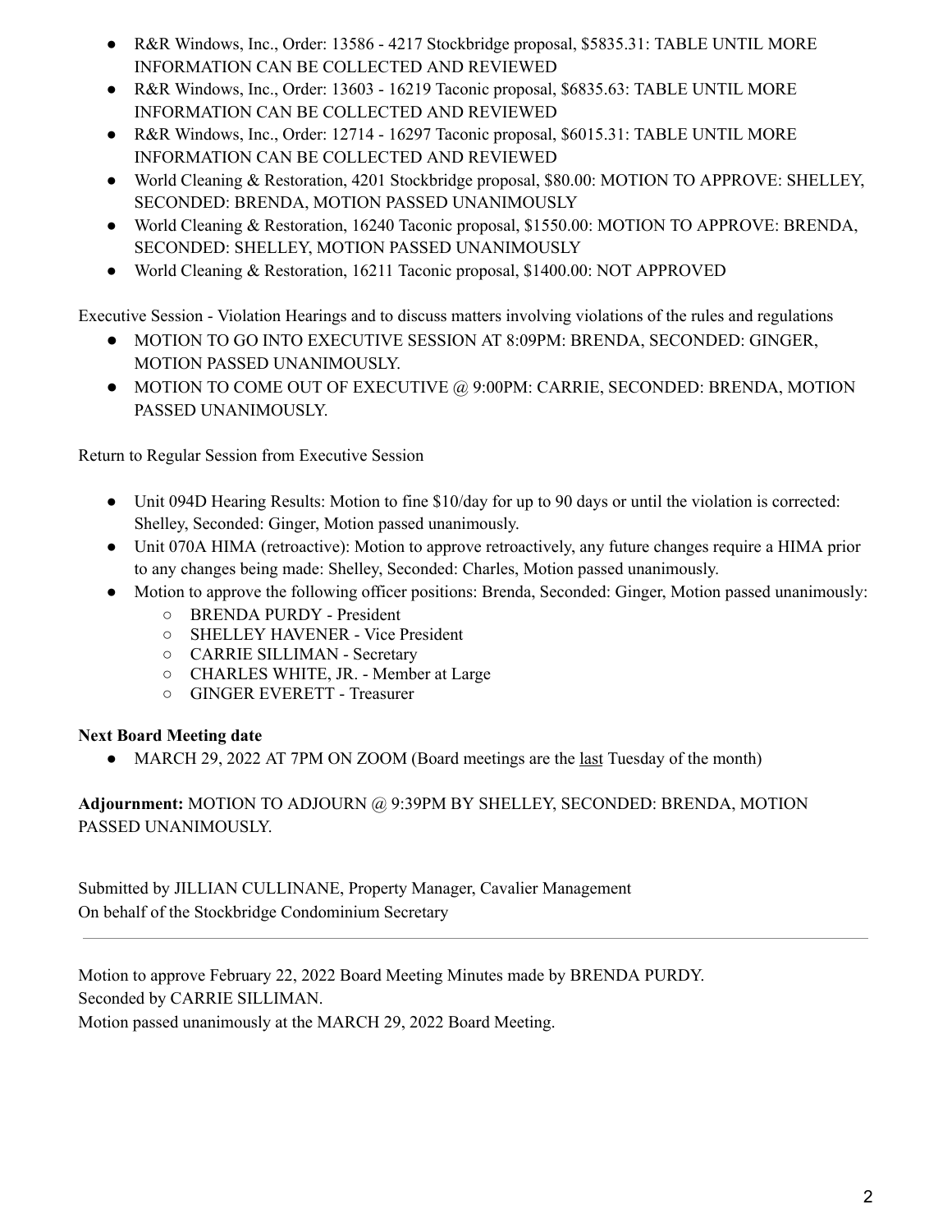- R&R Windows, Inc., Order: 13586 - 4217 Stockbridge proposal, $5835.31: TABLE UNTIL MORE INFORMATION CAN BE COLLECTED AND REVIEWED
- R&R Windows, Inc., Order: 13603 - 16219 Taconic proposal, $6835.63: TABLE UNTIL MORE INFORMATION CAN BE COLLECTED AND REVIEWED
- R&R Windows, Inc., Order: 12714 - 16297 Taconic proposal, $6015.31: TABLE UNTIL MORE INFORMATION CAN BE COLLECTED AND REVIEWED
- World Cleaning & Restoration, 4201 Stockbridge proposal, $80.00: MOTION TO APPROVE: SHELLEY, SECONDED: BRENDA, MOTION PASSED UNANIMOUSLY
- World Cleaning & Restoration, 16240 Taconic proposal, $1550.00: MOTION TO APPROVE: BRENDA, SECONDED: SHELLEY, MOTION PASSED UNANIMOUSLY
- World Cleaning & Restoration, 16211 Taconic proposal, $1400.00: NOT APPROVED

Executive Session - Violation Hearings and to discuss matters involving violations of the rules and regulations

- MOTION TO GO INTO EXECUTIVE SESSION AT 8:09PM: BRENDA, SECONDED: GINGER, MOTION PASSED UNANIMOUSLY.
- MOTION TO COME OUT OF EXECUTIVE @ 9:00PM: CARRIE, SECONDED: BRENDA, MOTION PASSED UNANIMOUSLY.

Return to Regular Session from Executive Session

- Unit 094D Hearing Results: Motion to fine $10/day for up to 90 days or until the violation is corrected: Shelley, Seconded: Ginger, Motion passed unanimously.
- Unit 070A HIMA (retroactive): Motion to approve retroactively, any future changes require a HIMA prior to any changes being made: Shelley, Seconded: Charles, Motion passed unanimously.
- Motion to approve the following officer positions: Brenda, Seconded: Ginger, Motion passed unanimously:
  - BRENDA PURDY - President
  - SHELLEY HAVENER - Vice President
  - CARRIE SILLIMAN - Secretary
  - CHARLES WHITE, JR. - Member at Large
  - GINGER EVERETT - Treasurer

**Next Board Meeting date**

- MARCH 29, 2022 AT 7PM ON ZOOM (Board meetings are the <u>last</u> Tuesday of the month)

**Adjournment:** MOTION TO ADJOURN @ 9:39PM BY SHELLEY, SECONDED: BRENDA, MOTION PASSED UNANIMOUSLY.

Submitted by JILLIAN CULLINANE, Property Manager, Cavalier Management
On behalf of the Stockbridge Condominium Secretary

---

Motion to approve February 22, 2022 Board Meeting Minutes made by BRENDA PURDY.
Seconded by CARRIE SILLIMAN.
Motion passed unanimously at the MARCH 29, 2022 Board Meeting.